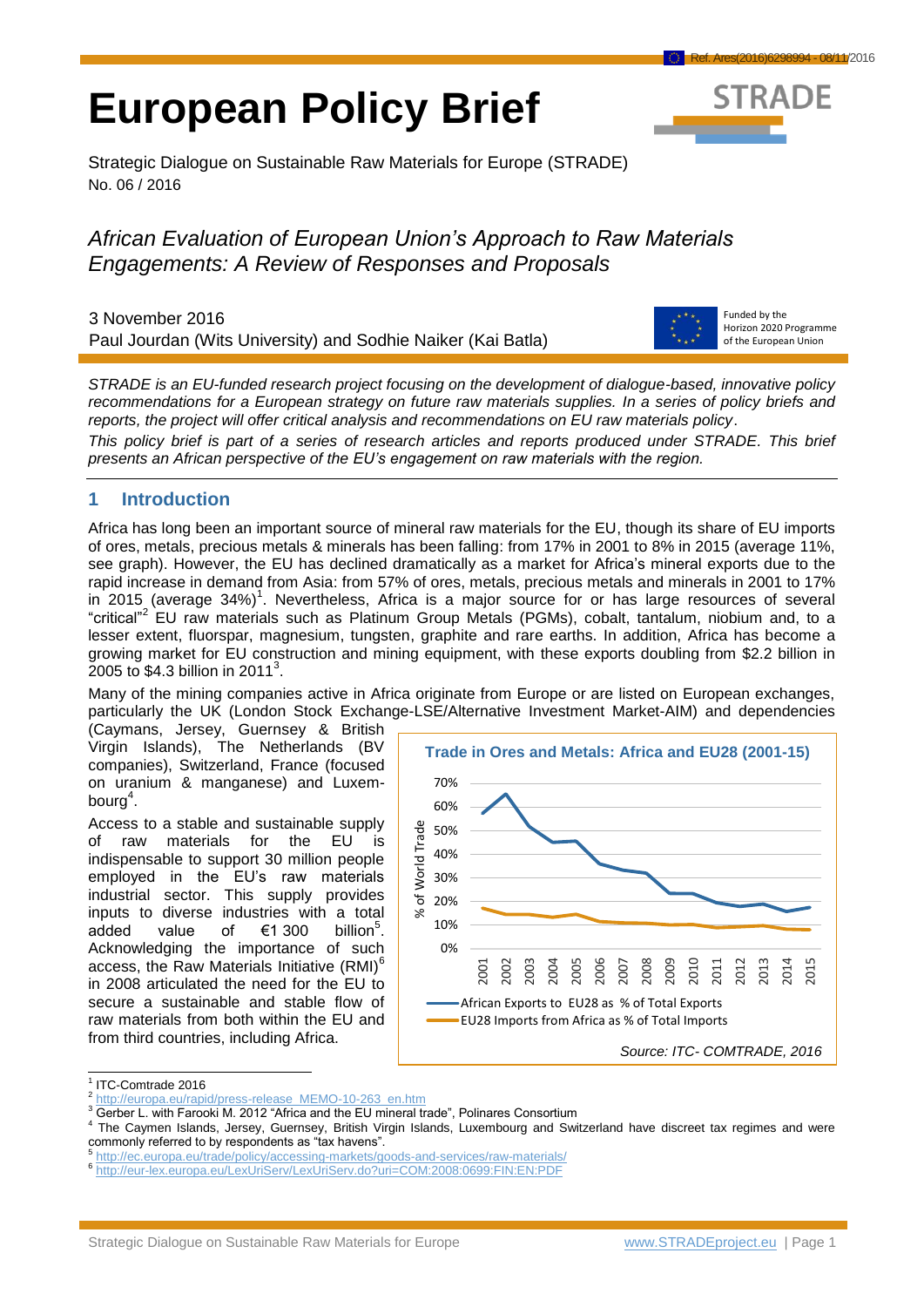# European Policy Brief

Strategic Dialogue on Sustainable Raw Materials for Europe (STRADE)
No. 06 / 2016

## *African Evaluation of European Union's Approach to Raw Materials Engagements: A Review of Responses and Proposals*

3 November 2016
Paul Jourdan (Wits University) and Sodhie Naiker (Kai Batla)

Funded by the Horizon 2020 Programme of the European Union

*STRADE is an EU-funded research project focusing on the development of dialogue-based, innovative policy recommendations for a European strategy on future raw materials supplies. In a series of policy briefs and reports, the project will offer critical analysis and recommendations on EU raw materials policy.*

*This policy brief is part of a series of research articles and reports produced under STRADE. This brief presents an African perspective of the EU's engagement on raw materials with the region.*

## 1 Introduction

Africa has long been an important source of mineral raw materials for the EU, though its share of EU imports of ores, metals, precious metals & minerals has been falling: from 17% in 2001 to 8% in 2015 (average 11%, see graph). However, the EU has declined dramatically as a market for Africa's mineral exports due to the rapid increase in demand from Asia: from 57% of ores, metals, precious metals and minerals in 2001 to 17% in 2015 (average 34%)[1]. Nevertheless, Africa is a major source for or has large resources of several "critical"[2] EU raw materials such as Platinum Group Metals (PGMs), cobalt, tantalum, niobium and, to a lesser extent, fluorspar, magnesium, tungsten, graphite and rare earths. In addition, Africa has become a growing market for EU construction and mining equipment, with these exports doubling from $2.2 billion in 2005 to $4.3 billion in 2011[3].

Many of the mining companies active in Africa originate from Europe or are listed on European exchanges, particularly the UK (London Stock Exchange-LSE/Alternative Investment Market-AIM) and dependencies (Caymans, Jersey, Guernsey & British Virgin Islands), The Netherlands (BV companies), Switzerland, France (focused on uranium & manganese) and Luxembourg[4].

Access to a stable and sustainable supply of raw materials for the EU is indispensable to support 30 million people employed in the EU's raw materials industrial sector. This supply provides inputs to diverse industries with a total added value of €1 300 billion[5]. Acknowledging the importance of such access, the Raw Materials Initiative (RMI)[6] in 2008 articulated the need for the EU to secure a sustainable and stable flow of raw materials from both within the EU and from third countries, including Africa.

**Trade in Ores and Metals: Africa and EU28 (2001-15)**

| Year | African Exports to EU28 as % of Total Exports | EU28 Imports from Africa as % of Total Imports |
|---|---|---|
| 2001 | ~57% | ~17% |
| 2002 | ~65% | ~15% |
| 2003 | ~52% | ~15% |
| 2004 | ~45% | ~14% |
| 2005 | ~46% | ~15% |
| 2006 | ~36% | ~12% |
| 2007 | ~33% | ~11% |
| 2008 | ~32% | ~11% |
| 2009 | ~23% | ~10% |
| 2010 | ~23% | ~10% |
| 2011 | ~20% | ~9% |
| 2012 | ~18% | ~9% |
| 2013 | ~19% | ~10% |
| 2014 | ~16% | ~8% |
| 2015 | ~17% | ~8% |

*Source: ITC- COMTRADE, 2016*

---

[1] ITC-Comtrade 2016
[2] http://europa.eu/rapid/press-release_MEMO-10-263_en.htm
[3] Gerber L. with Farooki M. 2012 "Africa and the EU mineral trade", Polinares Consortium
[4] The Caymen Islands, Jersey, Guernsey, British Virgin Islands, Luxembourg and Switzerland have discreet tax regimes and were commonly referred to by respondents as "tax havens".
[5] http://ec.europa.eu/trade/policy/accessing-markets/goods-and-services/raw-materials/
[6] http://eur-lex.europa.eu/LexUriServ/LexUriServ.do?uri=COM:2008:0699:FIN:EN:PDF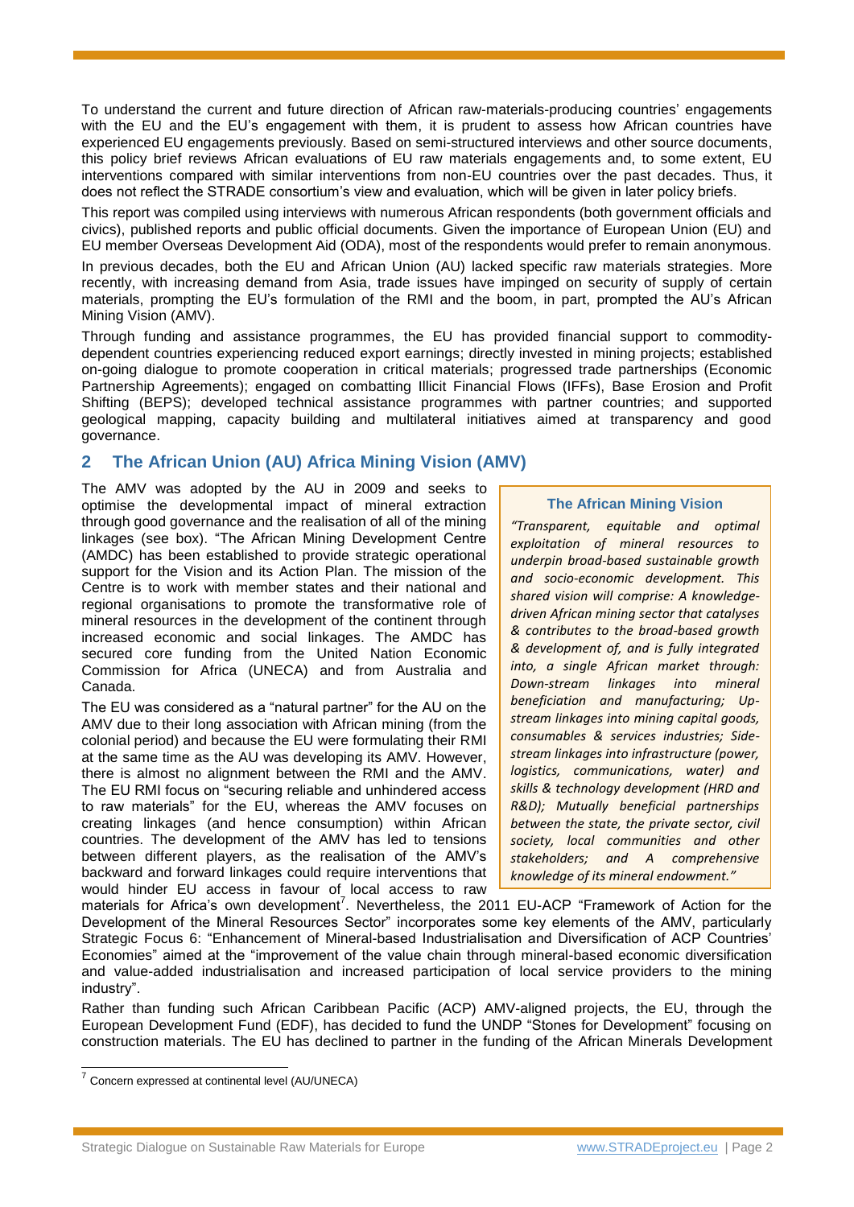To understand the current and future direction of African raw-materials-producing countries' engagements with the EU and the EU's engagement with them, it is prudent to assess how African countries have experienced EU engagements previously. Based on semi-structured interviews and other source documents, this policy brief reviews African evaluations of EU raw materials engagements and, to some extent, EU interventions compared with similar interventions from non-EU countries over the past decades. Thus, it does not reflect the STRADE consortium's view and evaluation, which will be given in later policy briefs.

This report was compiled using interviews with numerous African respondents (both government officials and civics), published reports and public official documents. Given the importance of European Union (EU) and EU member Overseas Development Aid (ODA), most of the respondents would prefer to remain anonymous.

In previous decades, both the EU and African Union (AU) lacked specific raw materials strategies. More recently, with increasing demand from Asia, trade issues have impinged on security of supply of certain materials, prompting the EU's formulation of the RMI and the boom, in part, prompted the AU's African Mining Vision (AMV).

Through funding and assistance programmes, the EU has provided financial support to commodity-dependent countries experiencing reduced export earnings; directly invested in mining projects; established on-going dialogue to promote cooperation in critical materials; progressed trade partnerships (Economic Partnership Agreements); engaged on combatting Illicit Financial Flows (IFFs), Base Erosion and Profit Shifting (BEPS); developed technical assistance programmes with partner countries; and supported geological mapping, capacity building and multilateral initiatives aimed at transparency and good governance.

## 2 The African Union (AU) Africa Mining Vision (AMV)

The AMV was adopted by the AU in 2009 and seeks to optimise the developmental impact of mineral extraction through good governance and the realisation of all of the mining linkages (see box). "The African Mining Development Centre (AMDC) has been established to provide strategic operational support for the Vision and its Action Plan. The mission of the Centre is to work with member states and their national and regional organisations to promote the transformative role of mineral resources in the development of the continent through increased economic and social linkages. The AMDC has secured core funding from the United Nation Economic Commission for Africa (UNECA) and from Australia and Canada.

> **The African Mining Vision**
>
> *"Transparent, equitable and optimal exploitation of mineral resources to underpin broad-based sustainable growth and socio-economic development. This shared vision will comprise: A knowledge-driven African mining sector that catalyses & contributes to the broad-based growth & development of, and is fully integrated into, a single African market through: Down-stream linkages into mineral beneficiation and manufacturing; Up-stream linkages into mining capital goods, consumables & services industries; Side-stream linkages into infrastructure (power, logistics, communications, water) and skills & technology development (HRD and R&D); Mutually beneficial partnerships between the state, the private sector, civil society, local communities and other stakeholders; and A comprehensive knowledge of its mineral endowment."*

The EU was considered as a "natural partner" for the AU on the AMV due to their long association with African mining (from the colonial period) and because the EU were formulating their RMI at the same time as the AU was developing its AMV. However, there is almost no alignment between the RMI and the AMV. The EU RMI focus on "securing reliable and unhindered access to raw materials" for the EU, whereas the AMV focuses on creating linkages (and hence consumption) within African countries. The development of the AMV has led to tensions between different players, as the realisation of the AMV's backward and forward linkages could require interventions that would hinder EU access in favour of local access to raw materials for Africa's own development[7]. Nevertheless, the 2011 EU-ACP "Framework of Action for the Development of the Mineral Resources Sector" incorporates some key elements of the AMV, particularly Strategic Focus 6: "Enhancement of Mineral-based Industrialisation and Diversification of ACP Countries' Economies" aimed at the "improvement of the value chain through mineral-based economic diversification and value-added industrialisation and increased participation of local service providers to the mining industry".

Rather than funding such African Caribbean Pacific (ACP) AMV-aligned projects, the EU, through the European Development Fund (EDF), has decided to fund the UNDP "Stones for Development" focusing on construction materials. The EU has declined to partner in the funding of the African Minerals Development

[7] Concern expressed at continental level (AU/UNECA)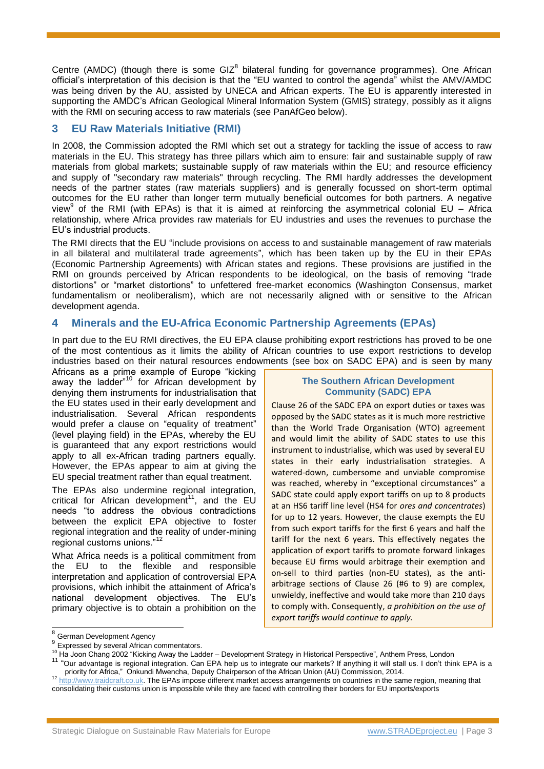Centre (AMDC) (though there is some GIZ[8] bilateral funding for governance programmes). One African official's interpretation of this decision is that the "EU wanted to control the agenda" whilst the AMV/AMDC was being driven by the AU, assisted by UNECA and African experts. The EU is apparently interested in supporting the AMDC's African Geological Mineral Information System (GMIS) strategy, possibly as it aligns with the RMI on securing access to raw materials (see PanAfGeo below).

## 3 EU Raw Materials Initiative (RMI)

In 2008, the Commission adopted the RMI which set out a strategy for tackling the issue of access to raw materials in the EU. This strategy has three pillars which aim to ensure: fair and sustainable supply of raw materials from global markets; sustainable supply of raw materials within the EU; and resource efficiency and supply of "secondary raw materials" through recycling. The RMI hardly addresses the development needs of the partner states (raw materials suppliers) and is generally focussed on short-term optimal outcomes for the EU rather than longer term mutually beneficial outcomes for both partners. A negative view[9] of the RMI (with EPAs) is that it is aimed at reinforcing the asymmetrical colonial EU – Africa relationship, where Africa provides raw materials for EU industries and uses the revenues to purchase the EU's industrial products.

The RMI directs that the EU "include provisions on access to and sustainable management of raw materials in all bilateral and multilateral trade agreements", which has been taken up by the EU in their EPAs (Economic Partnership Agreements) with African states and regions. These provisions are justified in the RMI on grounds perceived by African respondents to be ideological, on the basis of removing "trade distortions" or "market distortions" to unfettered free-market economics (Washington Consensus, market fundamentalism or neoliberalism), which are not necessarily aligned with or sensitive to the African development agenda.

## 4 Minerals and the EU-Africa Economic Partnership Agreements (EPAs)

In part due to the EU RMI directives, the EU EPA clause prohibiting export restrictions has proved to be one of the most contentious as it limits the ability of African countries to use export restrictions to develop industries based on their natural resources endowments (see box on SADC EPA) and is seen by many Africans as a prime example of Europe "kicking away the ladder"[10] for African development by denying them instruments for industrialisation that the EU states used in their early development and industrialisation. Several African respondents would prefer a clause on "equality of treatment" (level playing field) in the EPAs, whereby the EU is guaranteed that any export restrictions would apply to all ex-African trading partners equally. However, the EPAs appear to aim at giving the EU special treatment rather than equal treatment.

The EPAs also undermine regional integration, critical for African development[11], and the EU needs "to address the obvious contradictions between the explicit EPA objective to foster regional integration and the reality of under-mining regional customs unions."[12]

What Africa needs is a political commitment from the EU to the flexible and responsible interpretation and application of controversial EPA provisions, which inhibit the attainment of Africa's national development objectives. The EU's primary objective is to obtain a prohibition on the

> **The Southern African Development Community (SADC) EPA**
>
> Clause 26 of the SADC EPA on export duties or taxes was opposed by the SADC states as it is much more restrictive than the World Trade Organisation (WTO) agreement and would limit the ability of SADC states to use this instrument to industrialise, which was used by several EU states in their early industrialisation strategies. A watered-down, cumbersome and unviable compromise was reached, whereby in "exceptional circumstances" a SADC state could apply export tariffs on up to 8 products at an HS6 tariff line level (HS4 for *ores and concentrates*) for up to 12 years. However, the clause exempts the EU from such export tariffs for the first 6 years and half the tariff for the next 6 years. This effectively negates the application of export tariffs to promote forward linkages because EU firms would arbitrage their exemption and on-sell to third parties (non-EU states), as the anti-arbitrage sections of Clause 26 (#6 to 9) are complex, unwieldy, ineffective and would take more than 210 days to comply with. Consequently, *a prohibition on the use of export tariffs would continue to apply.*

---

[8] German Development Agency

[9] Expressed by several African commentators.

[10] Ha Joon Chang 2002 "Kicking Away the Ladder – Development Strategy in Historical Perspective", Anthem Press, London

[11] "Our advantage is regional integration. Can EPA help us to integrate our markets? If anything it will stall us. I don't think EPA is a priority for Africa," Onkundi Mwencha, Deputy Chairperson of the African Union (AU) Commission, 2014.

[12] http://www.traidcraft.co.uk. The EPAs impose different market access arrangements on countries in the same region, meaning that consolidating their customs union is impossible while they are faced with controlling their borders for EU imports/exports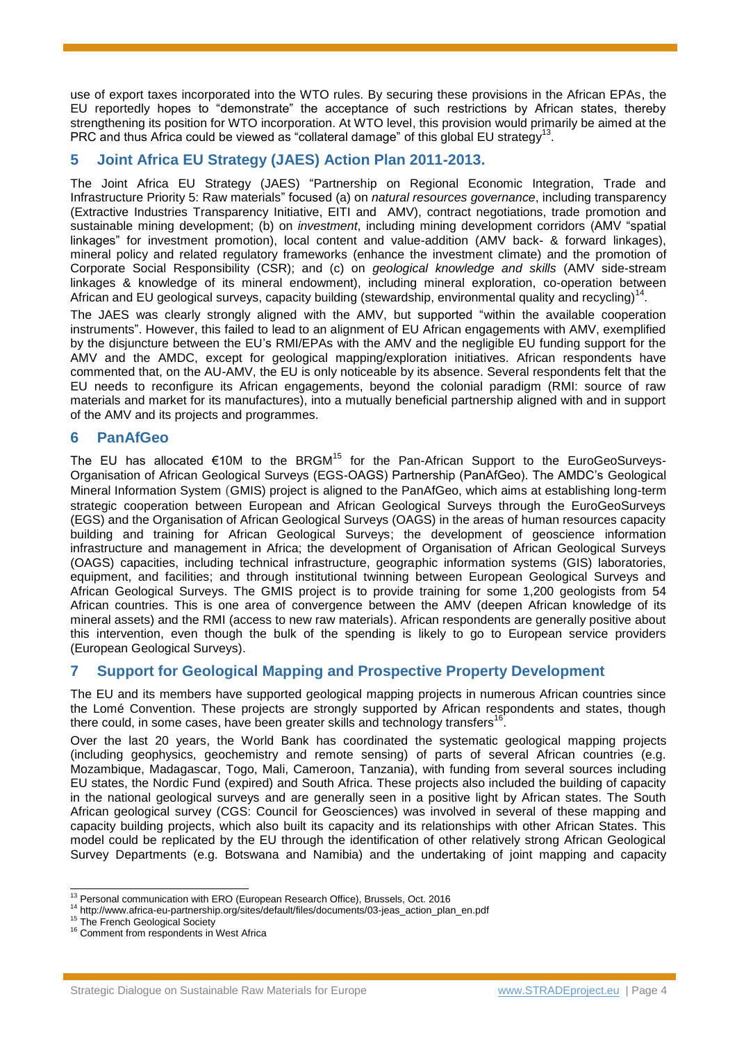use of export taxes incorporated into the WTO rules. By securing these provisions in the African EPAs, the EU reportedly hopes to "demonstrate" the acceptance of such restrictions by African states, thereby strengthening its position for WTO incorporation. At WTO level, this provision would primarily be aimed at the PRC and thus Africa could be viewed as "collateral damage" of this global EU strategy[13].

## 5 Joint Africa EU Strategy (JAES) Action Plan 2011-2013.

The Joint Africa EU Strategy (JAES) "Partnership on Regional Economic Integration, Trade and Infrastructure Priority 5: Raw materials" focused (a) on *natural resources governance*, including transparency (Extractive Industries Transparency Initiative, EITI and AMV), contract negotiations, trade promotion and sustainable mining development; (b) on *investment*, including mining development corridors (AMV "spatial linkages" for investment promotion), local content and value-addition (AMV back- & forward linkages), mineral policy and related regulatory frameworks (enhance the investment climate) and the promotion of Corporate Social Responsibility (CSR); and (c) on *geological knowledge and skills* (AMV side-stream linkages & knowledge of its mineral endowment), including mineral exploration, co-operation between African and EU geological surveys, capacity building (stewardship, environmental quality and recycling)[14].

The JAES was clearly strongly aligned with the AMV, but supported "within the available cooperation instruments". However, this failed to lead to an alignment of EU African engagements with AMV, exemplified by the disjuncture between the EU's RMI/EPAs with the AMV and the negligible EU funding support for the AMV and the AMDC, except for geological mapping/exploration initiatives. African respondents have commented that, on the AU-AMV, the EU is only noticeable by its absence. Several respondents felt that the EU needs to reconfigure its African engagements, beyond the colonial paradigm (RMI: source of raw materials and market for its manufactures), into a mutually beneficial partnership aligned with and in support of the AMV and its projects and programmes.

## 6 PanAfGeo

The EU has allocated €10M to the BRGM[15] for the Pan-African Support to the EuroGeoSurveys-Organisation of African Geological Surveys (EGS-OAGS) Partnership (PanAfGeo). The AMDC's Geological Mineral Information System (GMIS) project is aligned to the PanAfGeo, which aims at establishing long-term strategic cooperation between European and African Geological Surveys through the EuroGeoSurveys (EGS) and the Organisation of African Geological Surveys (OAGS) in the areas of human resources capacity building and training for African Geological Surveys; the development of geoscience information infrastructure and management in Africa; the development of Organisation of African Geological Surveys (OAGS) capacities, including technical infrastructure, geographic information systems (GIS) laboratories, equipment, and facilities; and through institutional twinning between European Geological Surveys and African Geological Surveys. The GMIS project is to provide training for some 1,200 geologists from 54 African countries. This is one area of convergence between the AMV (deepen African knowledge of its mineral assets) and the RMI (access to new raw materials). African respondents are generally positive about this intervention, even though the bulk of the spending is likely to go to European service providers (European Geological Surveys).

## 7 Support for Geological Mapping and Prospective Property Development

The EU and its members have supported geological mapping projects in numerous African countries since the Lomé Convention. These projects are strongly supported by African respondents and states, though there could, in some cases, have been greater skills and technology transfers[16].

Over the last 20 years, the World Bank has coordinated the systematic geological mapping projects (including geophysics, geochemistry and remote sensing) of parts of several African countries (e.g. Mozambique, Madagascar, Togo, Mali, Cameroon, Tanzania), with funding from several sources including EU states, the Nordic Fund (expired) and South Africa. These projects also included the building of capacity in the national geological surveys and are generally seen in a positive light by African states. The South African geological survey (CGS: Council for Geosciences) was involved in several of these mapping and capacity building projects, which also built its capacity and its relationships with other African States. This model could be replicated by the EU through the identification of other relatively strong African Geological Survey Departments (e.g. Botswana and Namibia) and the undertaking of joint mapping and capacity

---

[13] Personal communication with ERO (European Research Office), Brussels, Oct. 2016

[14] http://www.africa-eu-partnership.org/sites/default/files/documents/03-jeas_action_plan_en.pdf

[15] The French Geological Society

[16] Comment from respondents in West Africa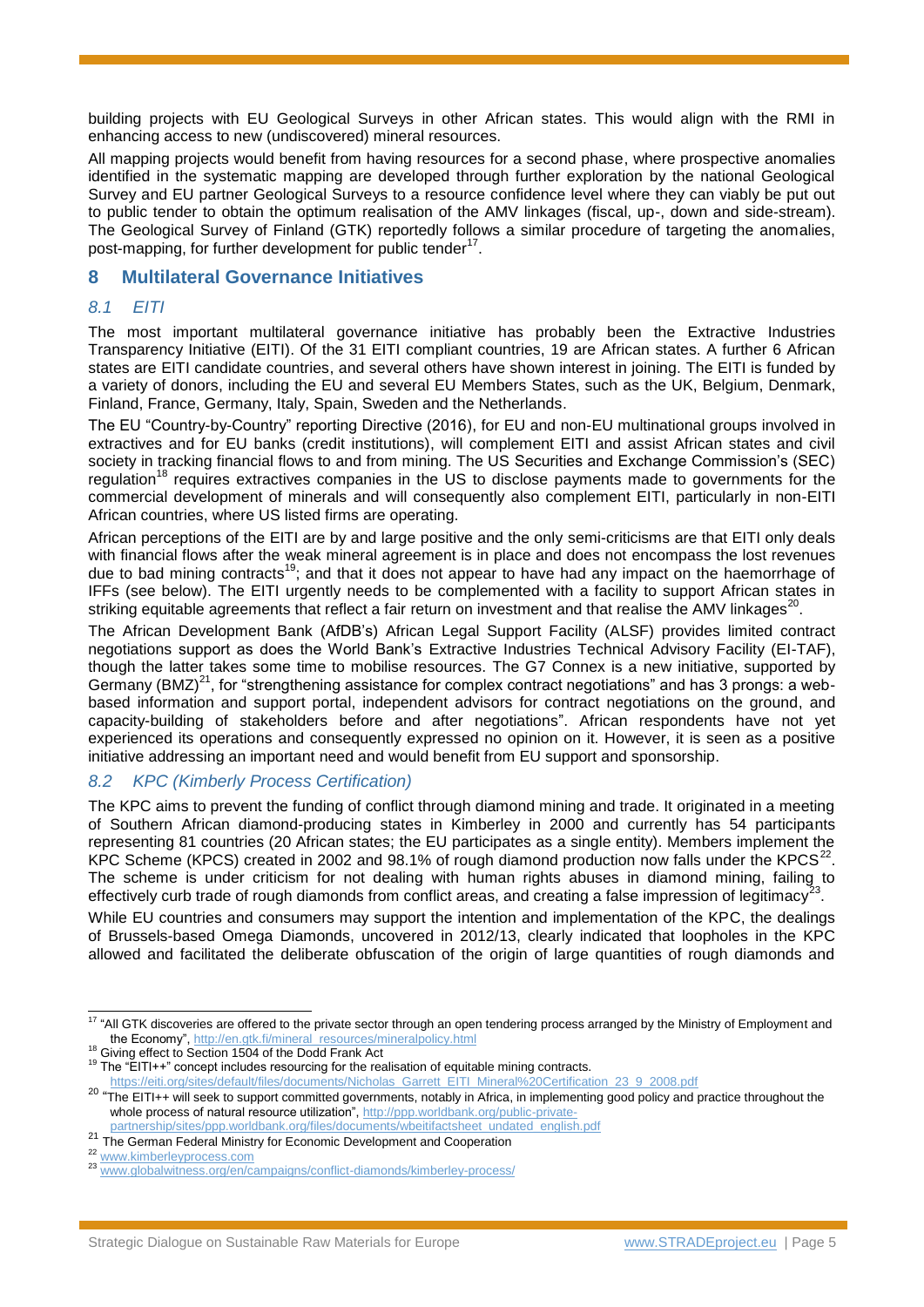building projects with EU Geological Surveys in other African states. This would align with the RMI in enhancing access to new (undiscovered) mineral resources.

All mapping projects would benefit from having resources for a second phase, where prospective anomalies identified in the systematic mapping are developed through further exploration by the national Geological Survey and EU partner Geological Surveys to a resource confidence level where they can viably be put out to public tender to obtain the optimum realisation of the AMV linkages (fiscal, up-, down and side-stream). The Geological Survey of Finland (GTK) reportedly follows a similar procedure of targeting the anomalies, post-mapping, for further development for public tender[17].

## 8 Multilateral Governance Initiatives

### *8.1 EITI*

The most important multilateral governance initiative has probably been the Extractive Industries Transparency Initiative (EITI). Of the 31 EITI compliant countries, 19 are African states. A further 6 African states are EITI candidate countries, and several others have shown interest in joining. The EITI is funded by a variety of donors, including the EU and several EU Members States, such as the UK, Belgium, Denmark, Finland, France, Germany, Italy, Spain, Sweden and the Netherlands.

The EU "Country-by-Country" reporting Directive (2016), for EU and non-EU multinational groups involved in extractives and for EU banks (credit institutions), will complement EITI and assist African states and civil society in tracking financial flows to and from mining. The US Securities and Exchange Commission's (SEC) regulation[18] requires extractives companies in the US to disclose payments made to governments for the commercial development of minerals and will consequently also complement EITI, particularly in non-EITI African countries, where US listed firms are operating.

African perceptions of the EITI are by and large positive and the only semi-criticisms are that EITI only deals with financial flows after the weak mineral agreement is in place and does not encompass the lost revenues due to bad mining contracts[19]; and that it does not appear to have had any impact on the haemorrhage of IFFs (see below). The EITI urgently needs to be complemented with a facility to support African states in striking equitable agreements that reflect a fair return on investment and that realise the AMV linkages[20].

The African Development Bank (AfDB's) African Legal Support Facility (ALSF) provides limited contract negotiations support as does the World Bank's Extractive Industries Technical Advisory Facility (EI-TAF), though the latter takes some time to mobilise resources. The G7 Connex is a new initiative, supported by Germany (BMZ)[21], for "strengthening assistance for complex contract negotiations" and has 3 prongs: a web-based information and support portal, independent advisors for contract negotiations on the ground, and capacity-building of stakeholders before and after negotiations". African respondents have not yet experienced its operations and consequently expressed no opinion on it. However, it is seen as a positive initiative addressing an important need and would benefit from EU support and sponsorship.

### *8.2 KPC (Kimberly Process Certification)*

The KPC aims to prevent the funding of conflict through diamond mining and trade. It originated in a meeting of Southern African diamond-producing states in Kimberley in 2000 and currently has 54 participants representing 81 countries (20 African states; the EU participates as a single entity). Members implement the KPC Scheme (KPCS) created in 2002 and 98.1% of rough diamond production now falls under the KPCS[22]. The scheme is under criticism for not dealing with human rights abuses in diamond mining, failing to effectively curb trade of rough diamonds from conflict areas, and creating a false impression of legitimacy[23].

While EU countries and consumers may support the intention and implementation of the KPC, the dealings of Brussels-based Omega Diamonds, uncovered in 2012/13, clearly indicated that loopholes in the KPC allowed and facilitated the deliberate obfuscation of the origin of large quantities of rough diamonds and

---

[17] "All GTK discoveries are offered to the private sector through an open tendering process arranged by the Ministry of Employment and the Economy", http://en.gtk.fi/mineral_resources/mineralpolicy.html

[18] Giving effect to Section 1504 of the Dodd Frank Act

[19] The "EITI++" concept includes resourcing for the realisation of equitable mining contracts. https://eiti.org/sites/default/files/documents/Nicholas_Garrett_EITI_Mineral%20Certification_23_9_2008.pdf

[20] "The EITI++ will seek to support committed governments, notably in Africa, in implementing good policy and practice throughout the whole process of natural resource utilization", http://ppp.worldbank.org/public-private-partnership/sites/ppp.worldbank.org/files/documents/wbeitifactsheet_undated_english.pdf

[21] The German Federal Ministry for Economic Development and Cooperation

[22] www.kimberleyprocess.com

[23] www.globalwitness.org/en/campaigns/conflict-diamonds/kimberley-process/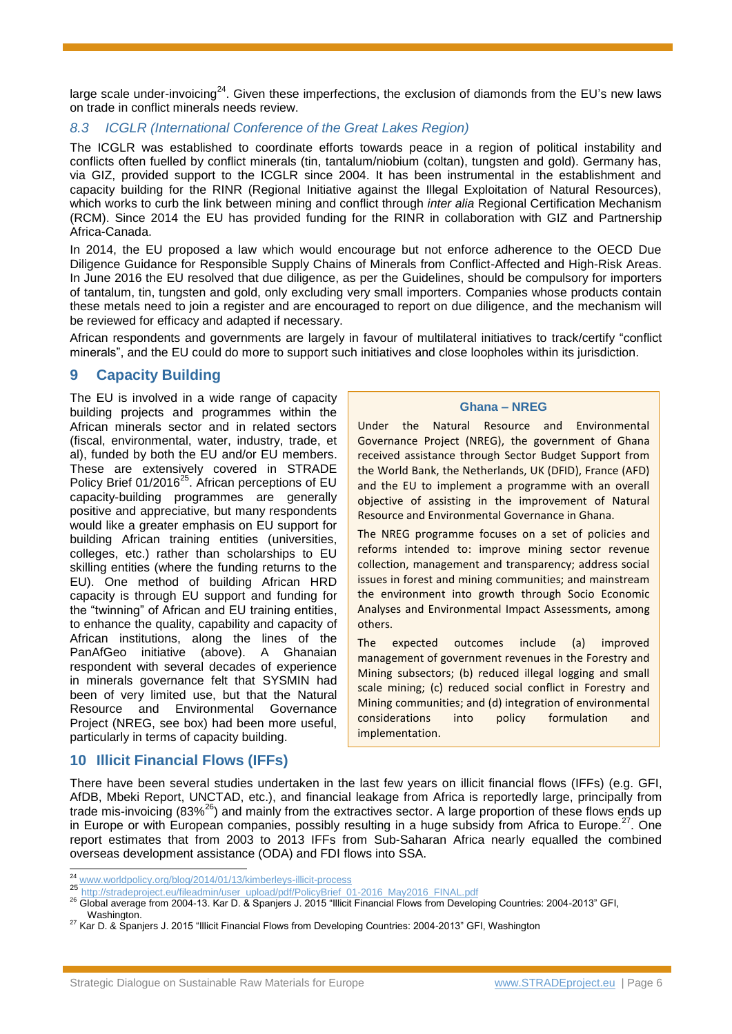large scale under-invoicing[24]. Given these imperfections, the exclusion of diamonds from the EU's new laws on trade in conflict minerals needs review.

### *8.3 ICGLR (International Conference of the Great Lakes Region)*

The ICGLR was established to coordinate efforts towards peace in a region of political instability and conflicts often fuelled by conflict minerals (tin, tantalum/niobium (coltan), tungsten and gold). Germany has, via GIZ, provided support to the ICGLR since 2004. It has been instrumental in the establishment and capacity building for the RINR (Regional Initiative against the Illegal Exploitation of Natural Resources), which works to curb the link between mining and conflict through *inter alia* Regional Certification Mechanism (RCM). Since 2014 the EU has provided funding for the RINR in collaboration with GIZ and Partnership Africa-Canada.

In 2014, the EU proposed a law which would encourage but not enforce adherence to the OECD Due Diligence Guidance for Responsible Supply Chains of Minerals from Conflict-Affected and High-Risk Areas. In June 2016 the EU resolved that due diligence, as per the Guidelines, should be compulsory for importers of tantalum, tin, tungsten and gold, only excluding very small importers. Companies whose products contain these metals need to join a register and are encouraged to report on due diligence, and the mechanism will be reviewed for efficacy and adapted if necessary.

African respondents and governments are largely in favour of multilateral initiatives to track/certify "conflict minerals", and the EU could do more to support such initiatives and close loopholes within its jurisdiction.

## 9 Capacity Building

The EU is involved in a wide range of capacity building projects and programmes within the African minerals sector and in related sectors (fiscal, environmental, water, industry, trade, et al), funded by both the EU and/or EU members. These are extensively covered in STRADE Policy Brief 01/2016[25]. African perceptions of EU capacity-building programmes are generally positive and appreciative, but many respondents would like a greater emphasis on EU support for building African training entities (universities, colleges, etc.) rather than scholarships to EU skilling entities (where the funding returns to the EU). One method of building African HRD capacity is through EU support and funding for the "twinning" of African and EU training entities, to enhance the quality, capability and capacity of African institutions, along the lines of the PanAfGeo initiative (above). A Ghanaian respondent with several decades of experience in minerals governance felt that SYSMIN had been of very limited use, but that the Natural Resource and Environmental Governance Project (NREG, see box) had been more useful, particularly in terms of capacity building.

**Ghana – NREG**

Under the Natural Resource and Environmental Governance Project (NREG), the government of Ghana received assistance through Sector Budget Support from the World Bank, the Netherlands, UK (DFID), France (AFD) and the EU to implement a programme with an overall objective of assisting in the improvement of Natural Resource and Environmental Governance in Ghana.

The NREG programme focuses on a set of policies and reforms intended to: improve mining sector revenue collection, management and transparency; address social issues in forest and mining communities; and mainstream the environment into growth through Socio Economic Analyses and Environmental Impact Assessments, among others.

The expected outcomes include (a) improved management of government revenues in the Forestry and Mining subsectors; (b) reduced illegal logging and small scale mining; (c) reduced social conflict in Forestry and Mining communities; and (d) integration of environmental considerations into policy formulation and implementation.

## 10 Illicit Financial Flows (IFFs)

There have been several studies undertaken in the last few years on illicit financial flows (IFFs) (e.g. GFI, AfDB, Mbeki Report, UNCTAD, etc.), and financial leakage from Africa is reportedly large, principally from trade mis-invoicing (83%[26]) and mainly from the extractives sector. A large proportion of these flows ends up in Europe or with European companies, possibly resulting in a huge subsidy from Africa to Europe.[27]. One report estimates that from 2003 to 2013 IFFs from Sub-Saharan Africa nearly equalled the combined overseas development assistance (ODA) and FDI flows into SSA.

---

[24] www.worldpolicy.org/blog/2014/01/13/kimberleys-illicit-process

[25] http://stradeproject.eu/fileadmin/user_upload/pdf/PolicyBrief_01-2016_May2016_FINAL.pdf

[26] Global average from 2004-13. Kar D. & Spanjers J. 2015 "Illicit Financial Flows from Developing Countries: 2004-2013" GFI, Washington.

[27] Kar D. & Spanjers J. 2015 "Illicit Financial Flows from Developing Countries: 2004-2013" GFI, Washington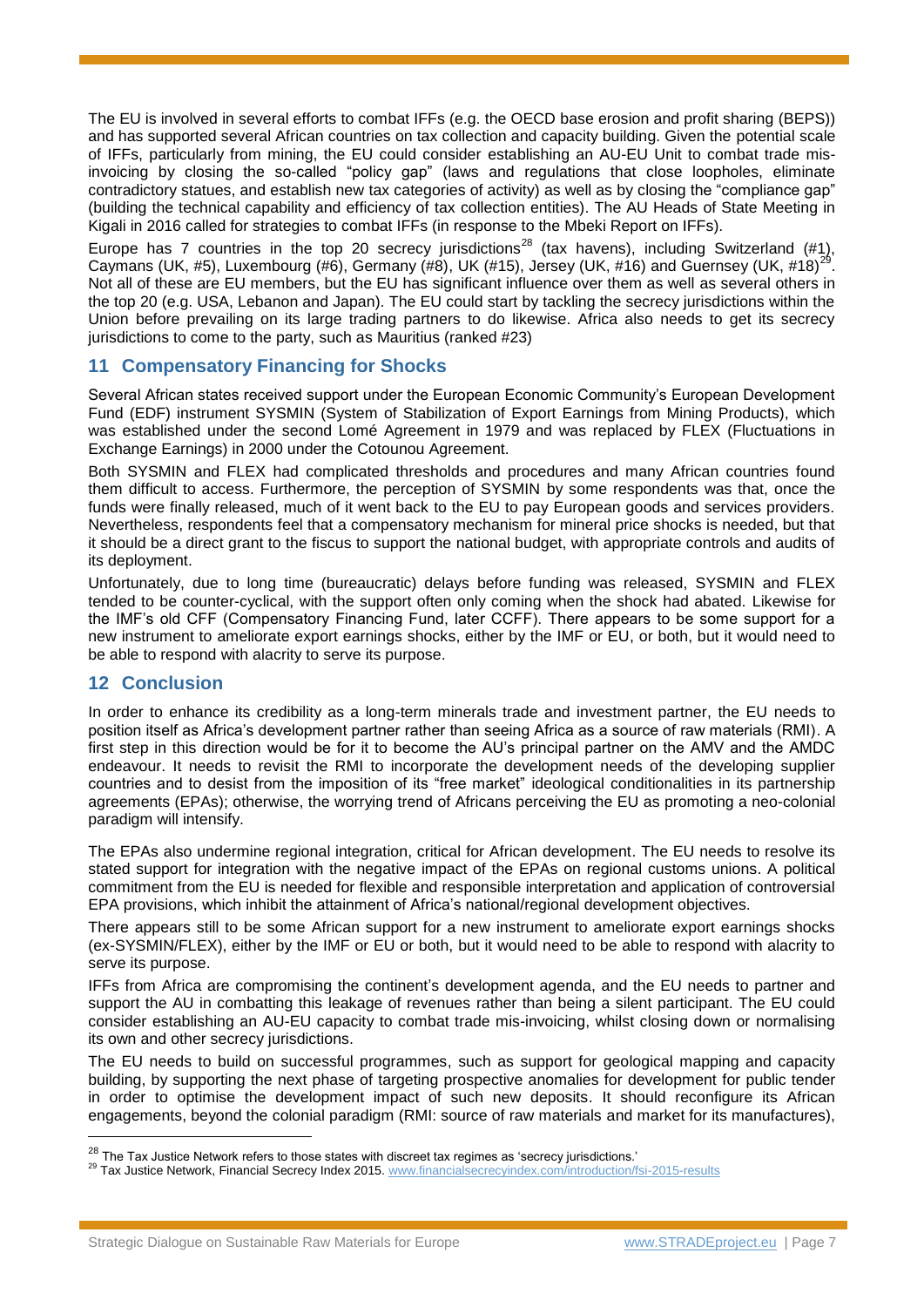The EU is involved in several efforts to combat IFFs (e.g. the OECD base erosion and profit sharing (BEPS)) and has supported several African countries on tax collection and capacity building. Given the potential scale of IFFs, particularly from mining, the EU could consider establishing an AU-EU Unit to combat trade mis-invoicing by closing the so-called "policy gap" (laws and regulations that close loopholes, eliminate contradictory statues, and establish new tax categories of activity) as well as by closing the "compliance gap" (building the technical capability and efficiency of tax collection entities). The AU Heads of State Meeting in Kigali in 2016 called for strategies to combat IFFs (in response to the Mbeki Report on IFFs).

Europe has 7 countries in the top 20 secrecy jurisdictions[28] (tax havens), including Switzerland (#1), Caymans (UK, #5), Luxembourg (#6), Germany (#8), UK (#15), Jersey (UK, #16) and Guernsey (UK, #18)[29]. Not all of these are EU members, but the EU has significant influence over them as well as several others in the top 20 (e.g. USA, Lebanon and Japan). The EU could start by tackling the secrecy jurisdictions within the Union before prevailing on its large trading partners to do likewise. Africa also needs to get its secrecy jurisdictions to come to the party, such as Mauritius (ranked #23)

## 11 Compensatory Financing for Shocks

Several African states received support under the European Economic Community's European Development Fund (EDF) instrument SYSMIN (System of Stabilization of Export Earnings from Mining Products), which was established under the second Lomé Agreement in 1979 and was replaced by FLEX (Fluctuations in Exchange Earnings) in 2000 under the Cotounou Agreement.

Both SYSMIN and FLEX had complicated thresholds and procedures and many African countries found them difficult to access. Furthermore, the perception of SYSMIN by some respondents was that, once the funds were finally released, much of it went back to the EU to pay European goods and services providers. Nevertheless, respondents feel that a compensatory mechanism for mineral price shocks is needed, but that it should be a direct grant to the fiscus to support the national budget, with appropriate controls and audits of its deployment.

Unfortunately, due to long time (bureaucratic) delays before funding was released, SYSMIN and FLEX tended to be counter-cyclical, with the support often only coming when the shock had abated. Likewise for the IMF's old CFF (Compensatory Financing Fund, later CCFF). There appears to be some support for a new instrument to ameliorate export earnings shocks, either by the IMF or EU, or both, but it would need to be able to respond with alacrity to serve its purpose.

## 12 Conclusion

In order to enhance its credibility as a long-term minerals trade and investment partner, the EU needs to position itself as Africa's development partner rather than seeing Africa as a source of raw materials (RMI). A first step in this direction would be for it to become the AU's principal partner on the AMV and the AMDC endeavour. It needs to revisit the RMI to incorporate the development needs of the developing supplier countries and to desist from the imposition of its "free market" ideological conditionalities in its partnership agreements (EPAs); otherwise, the worrying trend of Africans perceiving the EU as promoting a neo-colonial paradigm will intensify.

The EPAs also undermine regional integration, critical for African development. The EU needs to resolve its stated support for integration with the negative impact of the EPAs on regional customs unions. A political commitment from the EU is needed for flexible and responsible interpretation and application of controversial EPA provisions, which inhibit the attainment of Africa's national/regional development objectives.

There appears still to be some African support for a new instrument to ameliorate export earnings shocks (ex-SYSMIN/FLEX), either by the IMF or EU or both, but it would need to be able to respond with alacrity to serve its purpose.

IFFs from Africa are compromising the continent's development agenda, and the EU needs to partner and support the AU in combatting this leakage of revenues rather than being a silent participant. The EU could consider establishing an AU-EU capacity to combat trade mis-invoicing, whilst closing down or normalising its own and other secrecy jurisdictions.

The EU needs to build on successful programmes, such as support for geological mapping and capacity building, by supporting the next phase of targeting prospective anomalies for development for public tender in order to optimise the development impact of such new deposits. It should reconfigure its African engagements, beyond the colonial paradigm (RMI: source of raw materials and market for its manufactures),

[28] The Tax Justice Network refers to those states with discreet tax regimes as 'secrecy jurisdictions.'

[29] Tax Justice Network, Financial Secrecy Index 2015. www.financialsecrecyindex.com/introduction/fsi-2015-results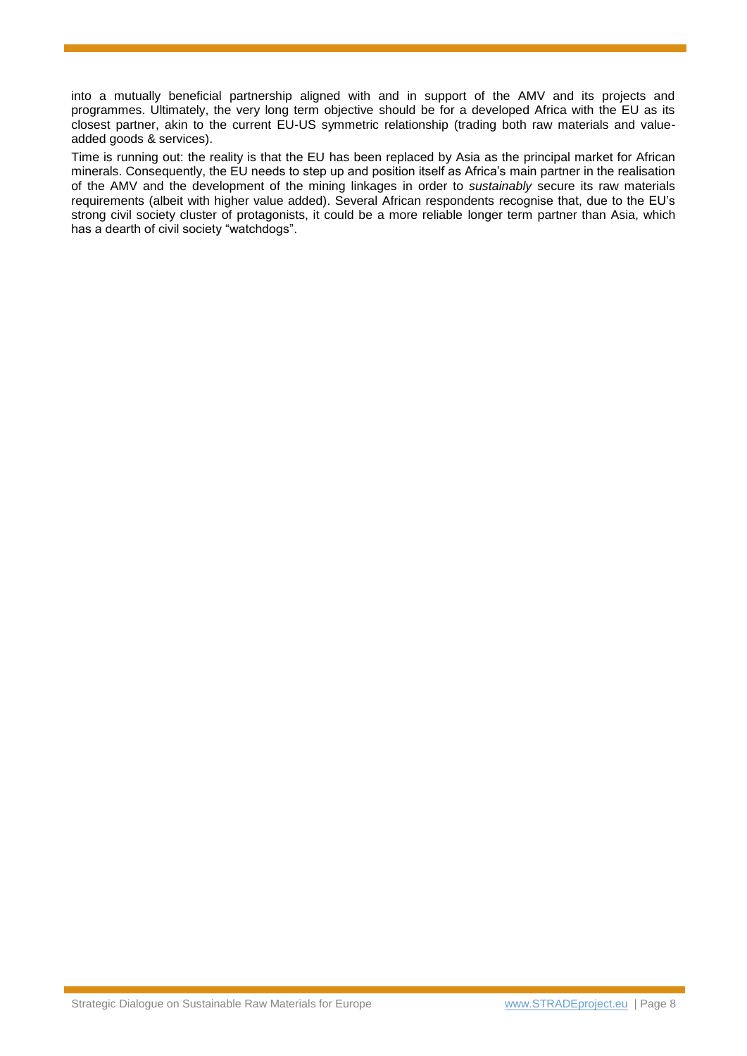into a mutually beneficial partnership aligned with and in support of the AMV and its projects and programmes. Ultimately, the very long term objective should be for a developed Africa with the EU as its closest partner, akin to the current EU-US symmetric relationship (trading both raw materials and value-added goods & services).

Time is running out: the reality is that the EU has been replaced by Asia as the principal market for African minerals. Consequently, the EU needs to step up and position itself as Africa's main partner in the realisation of the AMV and the development of the mining linkages in order to *sustainably* secure its raw materials requirements (albeit with higher value added). Several African respondents recognise that, due to the EU's strong civil society cluster of protagonists, it could be a more reliable longer term partner than Asia, which has a dearth of civil society "watchdogs".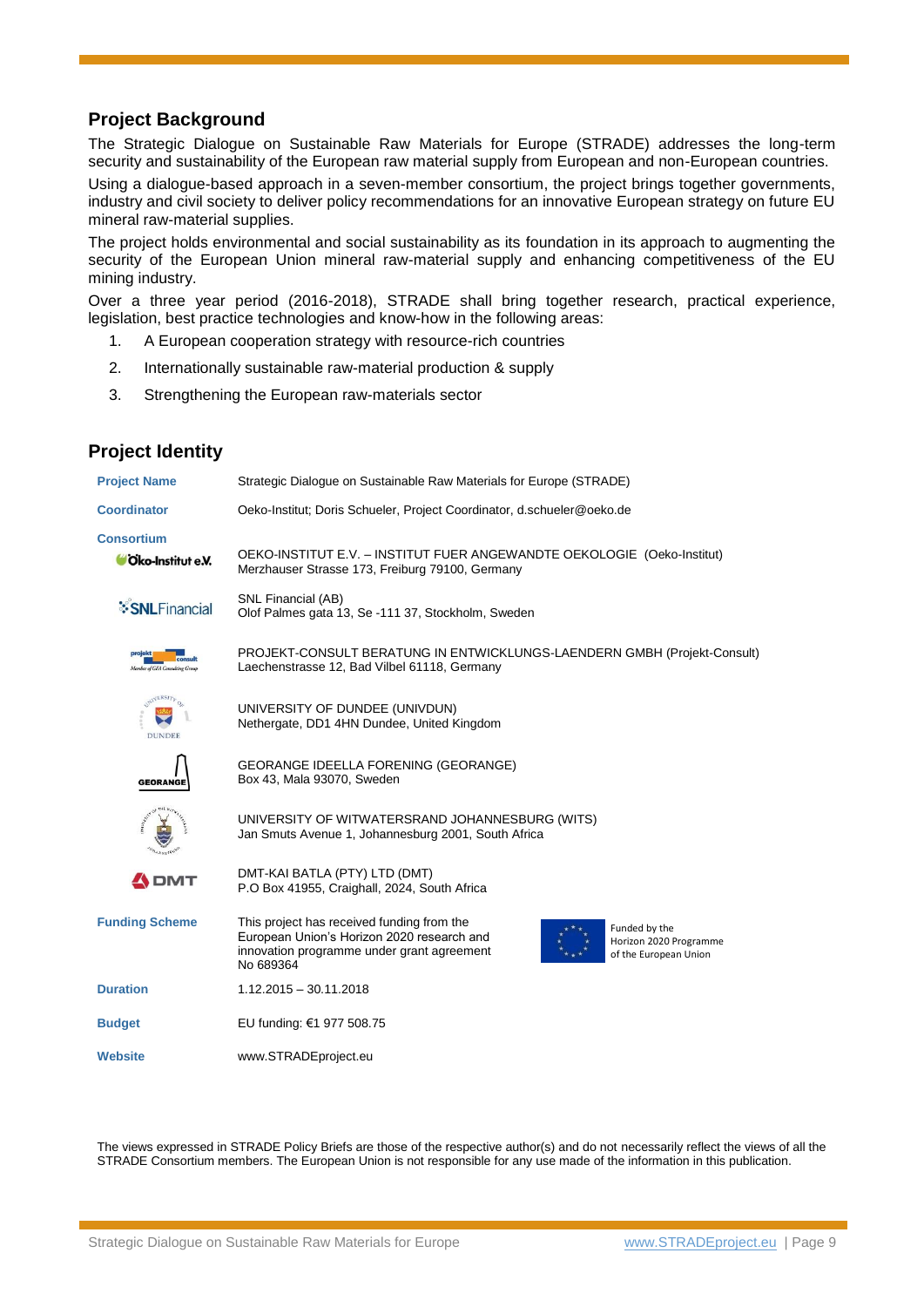## Project Background

The Strategic Dialogue on Sustainable Raw Materials for Europe (STRADE) addresses the long-term security and sustainability of the European raw material supply from European and non-European countries.

Using a dialogue-based approach in a seven-member consortium, the project brings together governments, industry and civil society to deliver policy recommendations for an innovative European strategy on future EU mineral raw-material supplies.

The project holds environmental and social sustainability as its foundation in its approach to augmenting the security of the European Union mineral raw-material supply and enhancing competitiveness of the EU mining industry.

Over a three year period (2016-2018), STRADE shall bring together research, practical experience, legislation, best practice technologies and know-how in the following areas:

1. A European cooperation strategy with resource-rich countries
2. Internationally sustainable raw-material production & supply
3. Strengthening the European raw-materials sector

## Project Identity

| | |
|---|---|
| **Project Name** | Strategic Dialogue on Sustainable Raw Materials for Europe (STRADE) |
| **Coordinator** | Oeko-Institut; Doris Schueler, Project Coordinator, d.schueler@oeko.de |
| **Consortium** | |
| Öko-Institut e.V. | OEKO-INSTITUT E.V. – INSTITUT FUER ANGEWANDTE OEKOLOGIE (Oeko-Institut)<br>Merzhauser Strasse 173, Freiburg 79100, Germany |
| SNL Financial | SNL Financial (AB)<br>Olof Palmes gata 13, Se -111 37, Stockholm, Sweden |
| projekt consult | PROJEKT-CONSULT BERATUNG IN ENTWICKLUNGS-LAENDERN GMBH (Projekt-Consult)<br>Laechenstrasse 12, Bad Vilbel 61118, Germany |
| University of Dundee | UNIVERSITY OF DUNDEE (UNIVDUN)<br>Nethergate, DD1 4HN Dundee, United Kingdom |
| GEORANGE | GEORANGE IDEELLA FORENING (GEORANGE)<br>Box 43, Mala 93070, Sweden |
| University of the Witwatersrand | UNIVERSITY OF WITWATERSRAND JOHANNESBURG (WITS)<br>Jan Smuts Avenue 1, Johannesburg 2001, South Africa |
| DMT | DMT-KAI BATLA (PTY) LTD (DMT)<br>P.O Box 41955, Craighall, 2024, South Africa |
| **Funding Scheme** | This project has received funding from the European Union's Horizon 2020 research and innovation programme under grant agreement No 689364<br>Funded by the Horizon 2020 Programme of the European Union |
| **Duration** | 1.12.2015 – 30.11.2018 |
| **Budget** | EU funding: €1 977 508.75 |
| **Website** | www.STRADEproject.eu |

The views expressed in STRADE Policy Briefs are those of the respective author(s) and do not necessarily reflect the views of all the STRADE Consortium members. The European Union is not responsible for any use made of the information in this publication.